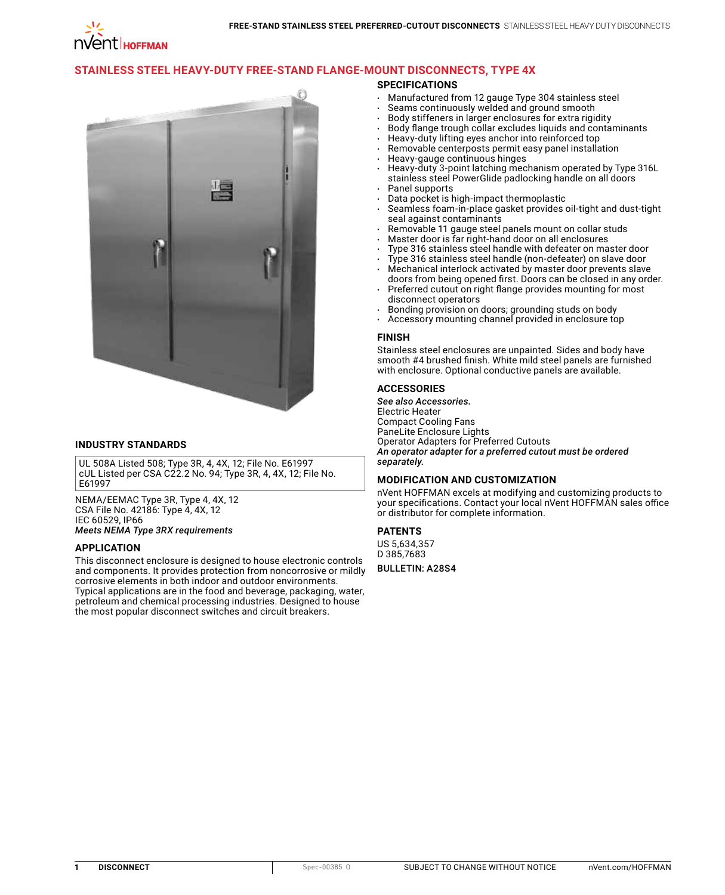# STAINLESS STEEL HEAVY-DUTY FREE-STAND FLANGE-MOUNT DISCONNECTS, TYPE 4X

## INDUSTRY STANDARDS

UL 508A Listed 508; Type 3R, 4, 4X, 12; File No. E61997
cUL Listed per CSA C22.2 No. 94; Type 3R, 4, 4X, 12; File No. E61997

NEMA/EEMAC Type 3R, Type 4, 4X, 12
CSA File No. 42186: Type 4, 4X, 12
IEC 60529, IP66
*Meets NEMA Type 3RX requirements*

## APPLICATION

This disconnect enclosure is designed to house electronic controls and components. It provides protection from noncorrosive or mildly corrosive elements in both indoor and outdoor environments. Typical applications are in the food and beverage, packaging, water, petroleum and chemical processing industries. Designed to house the most popular disconnect switches and circuit breakers.

## SPECIFICATIONS

- Manufactured from 12 gauge Type 304 stainless steel
- Seams continuously welded and ground smooth
- Body stiffeners in larger enclosures for extra rigidity
- Body flange trough collar excludes liquids and contaminants
- Heavy-duty lifting eyes anchor into reinforced top
- Removable centerposts permit easy panel installation
- Heavy-gauge continuous hinges
- Heavy-duty 3-point latching mechanism operated by Type 316L stainless steel PowerGlide padlocking handle on all doors
- Panel supports
- Data pocket is high-impact thermoplastic
- Seamless foam-in-place gasket provides oil-tight and dust-tight seal against contaminants
- Removable 11 gauge steel panels mount on collar studs
- Master door is far right-hand door on all enclosures
- Type 316 stainless steel handle with defeater on master door
- Type 316 stainless steel handle (non-defeater) on slave door
- Mechanical interlock activated by master door prevents slave doors from being opened first. Doors can be closed in any order.
- Preferred cutout on right flange provides mounting for most disconnect operators
- Bonding provision on doors; grounding studs on body
- Accessory mounting channel provided in enclosure top

## FINISH

Stainless steel enclosures are unpainted. Sides and body have smooth #4 brushed finish. White mild steel panels are furnished with enclosure. Optional conductive panels are available.

## ACCESSORIES

***See also Accessories.***
Electric Heater
Compact Cooling Fans
PaneLite Enclosure Lights
Operator Adapters for Preferred Cutouts
***An operator adapter for a preferred cutout must be ordered separately.***

## MODIFICATION AND CUSTOMIZATION

nVent HOFFMAN excels at modifying and customizing products to your specifications. Contact your local nVent HOFFMAN sales office or distributor for complete information.

## PATENTS

US 5,634,357
D 385,7683

**BULLETIN: A28S4**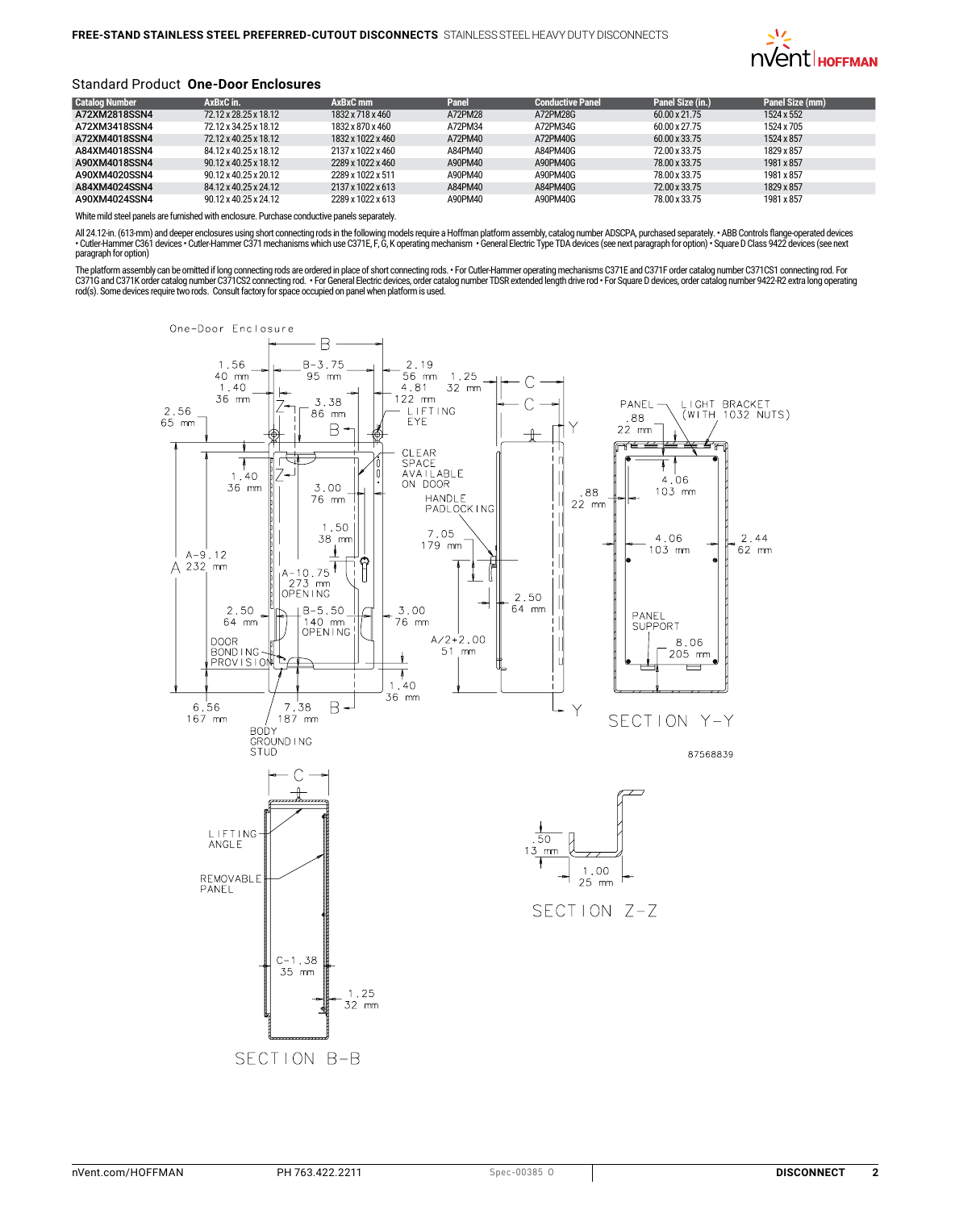FREE-STAND STAINLESS STEEL PREFERRED-CUTOUT DISCONNECTS STAINLESS STEEL HEAVY DUTY DISCONNECTS

## Standard Product **One-Door Enclosures**

| Catalog Number | AxBxC in. | AxBxC mm | Panel | Conductive Panel | Panel Size (in.) | Panel Size (mm) |
|---|---|---|---|---|---|---|
| A72XM2818SSN4 | 72.12 x 28.25 x 18.12 | 1832 x 718 x 460 | A72PM28 | A72PM28G | 60.00 x 21.75 | 1524 x 552 |
| A72XM3418SSN4 | 72.12 x 34.25 x 18.12 | 1832 x 870 x 460 | A72PM34 | A72PM34G | 60.00 x 27.75 | 1524 x 705 |
| A72XM4018SSN4 | 72.12 x 40.25 x 18.12 | 1832 x 1022 x 460 | A72PM40 | A72PM40G | 60.00 x 33.75 | 1524 x 857 |
| A84XM4018SSN4 | 84.12 x 40.25 x 18.12 | 2137 x 1022 x 460 | A84PM40 | A84PM40G | 72.00 x 33.75 | 1829 x 857 |
| A90XM4018SSN4 | 90.12 x 40.25 x 18.12 | 2289 x 1022 x 460 | A90PM40 | A90PM40G | 78.00 x 33.75 | 1981 x 857 |
| A90XM4020SSN4 | 90.12 x 40.25 x 20.12 | 2289 x 1022 x 511 | A90PM40 | A90PM40G | 78.00 x 33.75 | 1981 x 857 |
| A84XM4024SSN4 | 84.12 x 40.25 x 24.12 | 2137 x 1022 x 613 | A84PM40 | A84PM40G | 72.00 x 33.75 | 1829 x 857 |
| A90XM4024SSN4 | 90.12 x 40.25 x 24.12 | 2289 x 1022 x 613 | A90PM40 | A90PM40G | 78.00 x 33.75 | 1981 x 857 |

White mild steel panels are furnished with enclosure. Purchase conductive panels separately.

All 24.12-in. (613-mm) and deeper enclosures using short connecting rods in the following models require a Hoffman platform assembly, catalog number ADSCPA, purchased separately. • ABB Controls flange-operated devices • Cutler-Hammer C361 devices • Cutler-Hammer C371 mechanisms which use C371E, F, G, K operating mechanism • General Electric Type TDA devices (see next paragraph for option) • Square D Class 9422 devices (see next paragraph for option)

The platform assembly can be omitted if long connecting rods are ordered in place of short connecting rods. • For Cutler-Hammer operating mechanisms C371E and C371F order catalog number C371CS1 connecting rod. For C371G and C371K order catalog number C371CS2 connecting rod. • For General Electric devices, order catalog number TDSR extended length drive rod • For Square D devices, order catalog number 9422-R2 extra long operating rod(s). Some devices require two rods. Consult factory for space occupied on panel when platform is used.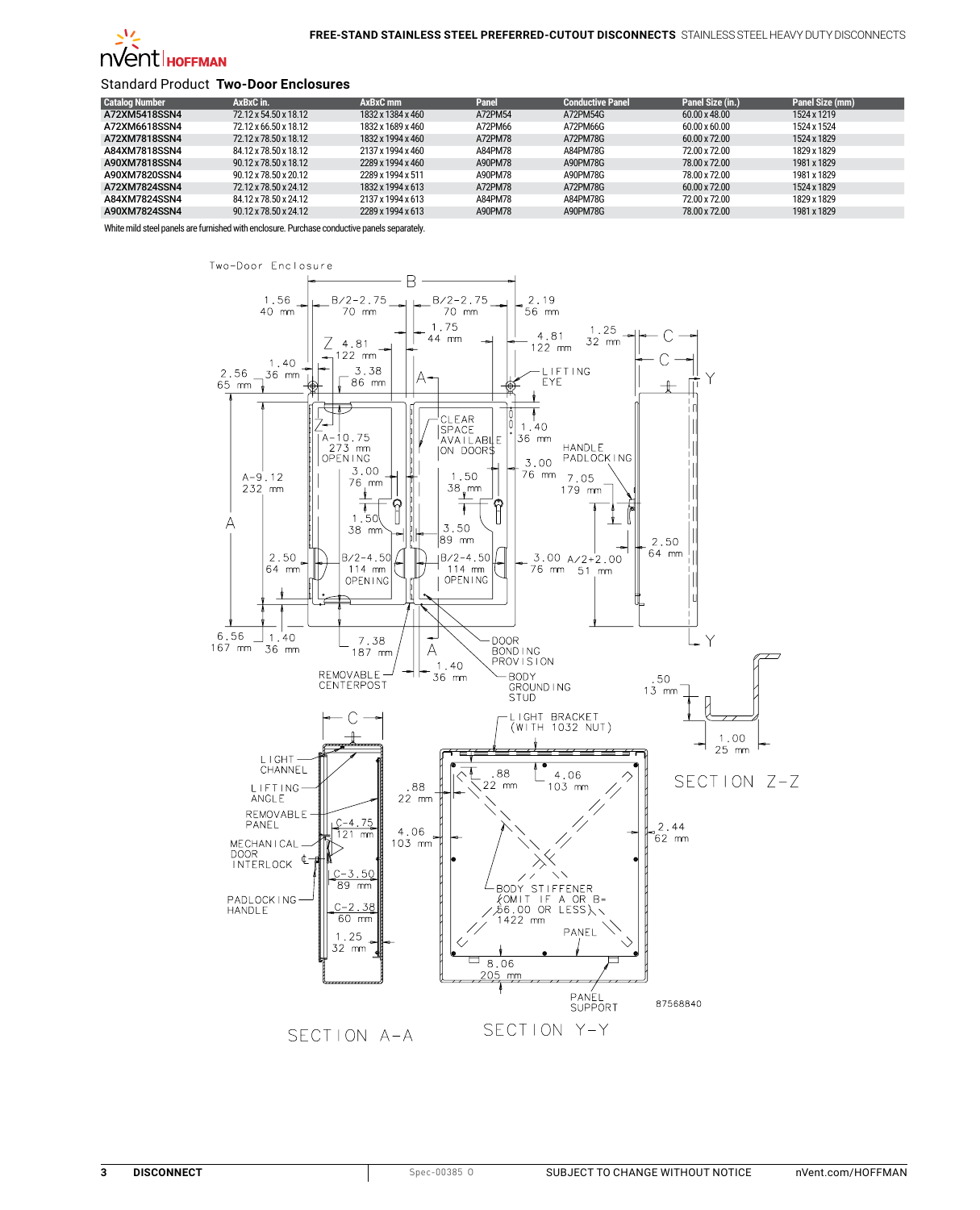**FREE-STAND STAINLESS STEEL PREFERRED-CUTOUT DISCONNECTS** STAINLESS STEEL HEAVY DUTY DISCONNECTS

## Standard Product **Two-Door Enclosures**

| Catalog Number | AxBxC in. | AxBxC mm | Panel | Conductive Panel | Panel Size (in.) | Panel Size (mm) |
|---|---|---|---|---|---|---|
| A72XM5418SSN4 | 72.12 x 54.50 x 18.12 | 1832 x 1384 x 460 | A72PM54 | A72PM54G | 60.00 x 48.00 | 1524 x 1219 |
| A72XM6618SSN4 | 72.12 x 66.50 x 18.12 | 1832 x 1689 x 460 | A72PM66 | A72PM66G | 60.00 x 60.00 | 1524 x 1524 |
| A72XM7818SSN4 | 72.12 x 78.50 x 18.12 | 1832 x 1994 x 460 | A72PM78 | A72PM78G | 60.00 x 72.00 | 1524 x 1829 |
| A84XM7818SSN4 | 84.12 x 78.50 x 18.12 | 2137 x 1994 x 460 | A84PM78 | A84PM78G | 72.00 x 72.00 | 1829 x 1829 |
| A90XM7818SSN4 | 90.12 x 78.50 x 18.12 | 2289 x 1994 x 460 | A90PM78 | A90PM78G | 78.00 x 72.00 | 1981 x 1829 |
| A90XM7820SSN4 | 90.12 x 78.50 x 20.12 | 2289 x 1994 x 511 | A90PM78 | A90PM78G | 78.00 x 72.00 | 1981 x 1829 |
| A72XM7824SSN4 | 72.12 x 78.50 x 24.12 | 1832 x 1994 x 613 | A72PM78 | A72PM78G | 60.00 x 72.00 | 1524 x 1829 |
| A84XM7824SSN4 | 84.12 x 78.50 x 24.12 | 2137 x 1994 x 613 | A84PM78 | A84PM78G | 72.00 x 72.00 | 1829 x 1829 |
| A90XM7824SSN4 | 90.12 x 78.50 x 24.12 | 2289 x 1994 x 613 | A90PM78 | A90PM78G | 78.00 x 72.00 | 1981 x 1829 |

White mild steel panels are furnished with enclosure. Purchase conductive panels separately.

Two-Door Enclosure

SECTION A-A

SECTION Y-Y

SECTION Z-Z

87568840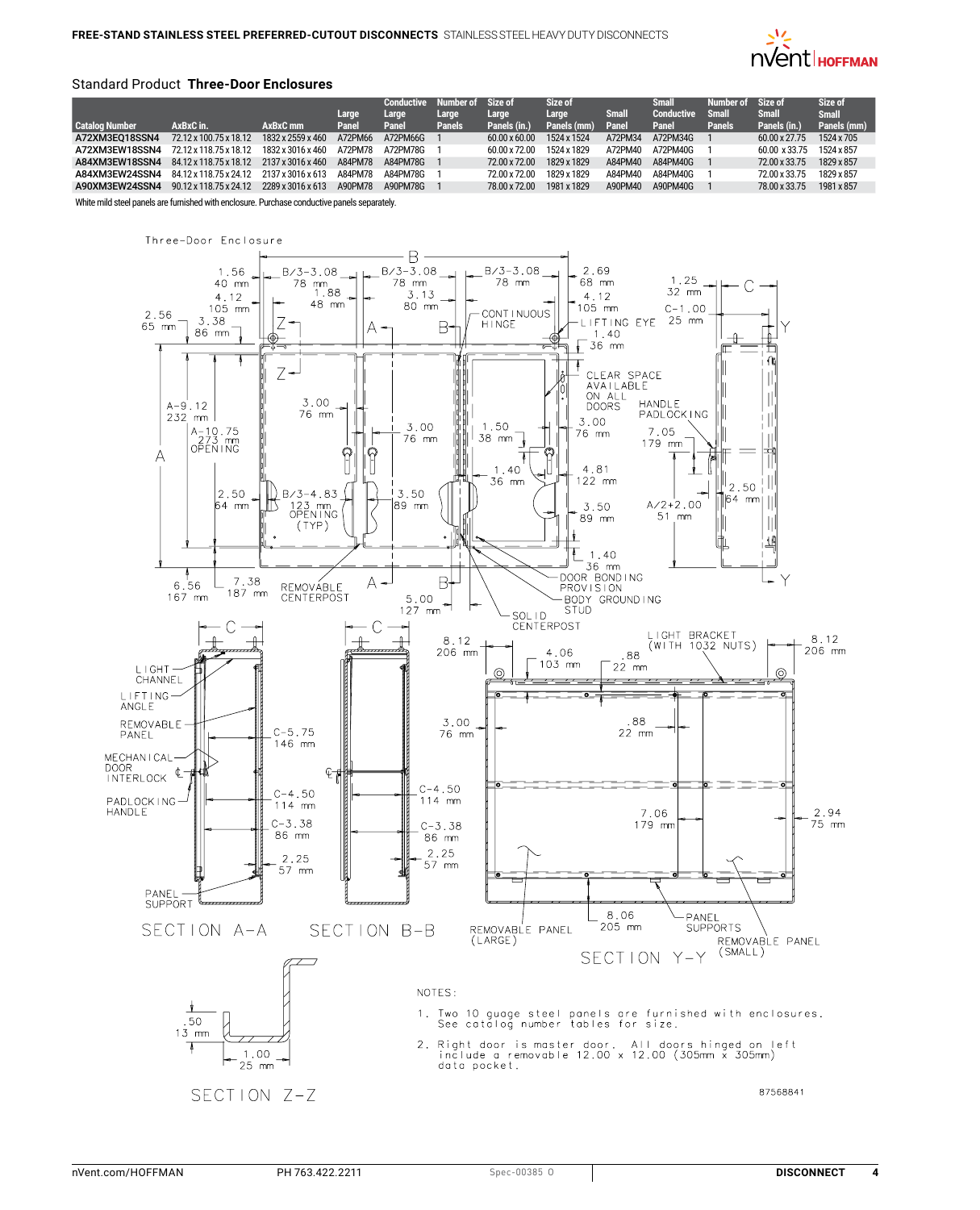## Standard Product **Three-Door Enclosures**

| Catalog Number | AxBxC in. | AxBxC mm | Large Panel | Conductive Large Panel | Number of Large Panels | Size of Large Panels (in.) | Size of Large Panels (mm) | Small Panel | Small Conductive Panel | Number of Small Panels | Size of Small Panels (in.) | Size of Small Panels (mm) |
|---|---|---|---|---|---|---|---|---|---|---|---|---|
| A72XM3EQ18SSN4 | 72.12 x 100.75 x 18.12 | 1832 x 2559 x 460 | A72PM66 | A72PM66G | 1 | 60.00 x 60.00 | 1524 x 1524 | A72PM34 | A72PM34G | 1 | 60.00 x 27.75 | 1524 x 705 |
| A72XM3EW18SSN4 | 72.12 x 118.75 x 18.12 | 1832 x 3016 x 460 | A72PM78 | A72PM78G | 1 | 60.00 x 72.00 | 1524 x 1829 | A72PM40 | A72PM40G | 1 | 60.00 x 33.75 | 1524 x 857 |
| A84XM3EW18SSN4 | 84.12 x 118.75 x 18.12 | 2137 x 3016 x 460 | A84PM78 | A84PM78G | 1 | 72.00 x 72.00 | 1829 x 1829 | A84PM40 | A84PM40G | 1 | 72.00 x 33.75 | 1829 x 857 |
| A84XM3EW24SSN4 | 84.12 x 118.75 x 24.12 | 2137 x 3016 x 613 | A84PM78 | A84PM78G | 1 | 72.00 x 72.00 | 1829 x 1829 | A84PM40 | A84PM40G | 1 | 72.00 x 33.75 | 1829 x 857 |
| A90XM3EW24SSN4 | 90.12 x 118.75 x 24.12 | 2289 x 3016 x 613 | A90PM78 | A90PM78G | 1 | 78.00 x 72.00 | 1981 x 1829 | A90PM40 | A90PM40G | 1 | 78.00 x 33.75 | 1981 x 857 |

White mild steel panels are furnished with enclosure. Purchase conductive panels separately.

Three-Door Enclosure

SECTION A-A SECTION B-B SECTION Y-Y SECTION Z-Z

NOTES:

1. Two 10 guage steel panels are furnished with enclosures. See catalog number tables for size.
2. Right door is master door. All doors hinged on left include a removable 12.00 x 12.00 (305mm x 305mm) data pocket.

87568841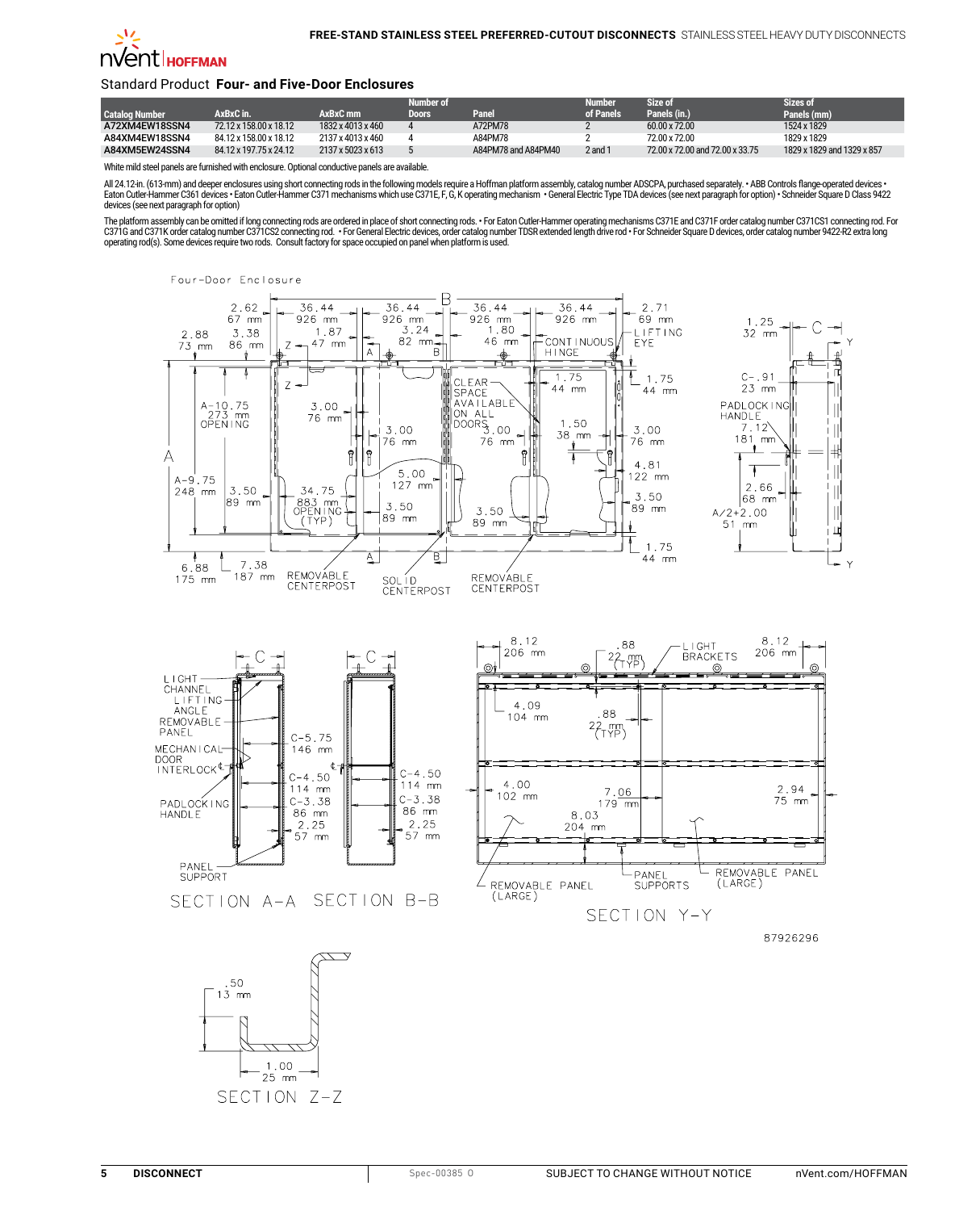## Standard Product **Four- and Five-Door Enclosures**

| Catalog Number | AxBxC in. | AxBxC mm | Number of Doors | Panel | Number of Panels | Size of Panels (in.) | Sizes of Panels (mm) |
|---|---|---|---|---|---|---|---|
| A72XM4EW18SSN4 | 72.12 x 158.00 x 18.12 | 1832 x 4013 x 460 | 4 | A72PM78 | 2 | 60.00 x 72.00 | 1524 x 1829 |
| A84XM4EW18SSN4 | 84.12 x 158.00 x 18.12 | 2137 x 4013 x 460 | 4 | A84PM78 | 2 | 72.00 x 72.00 | 1829 x 1829 |
| A84XM5EW24SSN4 | 84.12 x 197.75 x 24.12 | 2137 x 5023 x 613 | 5 | A84PM78 and A84PM40 | 2 and 1 | 72.00 x 72.00 and 72.00 x 33.75 | 1829 x 1829 and 1329 x 857 |

White mild steel panels are furnished with enclosure. Optional conductive panels are available.

All 24.12-in. (613-mm) and deeper enclosures using short connecting rods in the following models require a Hoffman platform assembly, catalog number ADSCPA, purchased separately. • ABB Controls flange-operated devices • Eaton Cutler-Hammer C361 devices • Eaton Cutler-Hammer C371 mechanisms which use C371E, F, G, K operating mechanism • General Electric Type TDA devices (see next paragraph for option) • Schneider Square D Class 9422 devices (see next paragraph for option)

The platform assembly can be omitted if long connecting rods are ordered in place of short connecting rods. • For Eaton Cutler-Hammer operating mechanisms C371E and C371F order catalog number C371CS1 connecting rod. For C371G and C371K order catalog number C371CS2 connecting rod. • For General Electric devices, order catalog number TDSR extended length drive rod • For Schneider Square D devices, order catalog number 9422-R2 extra long operating rod(s). Some devices require two rods. Consult factory for space occupied on panel when platform is used.

Four-Door Enclosure

SECTION A-A SECTION B-B SECTION Y-Y SECTION Z-Z

87926296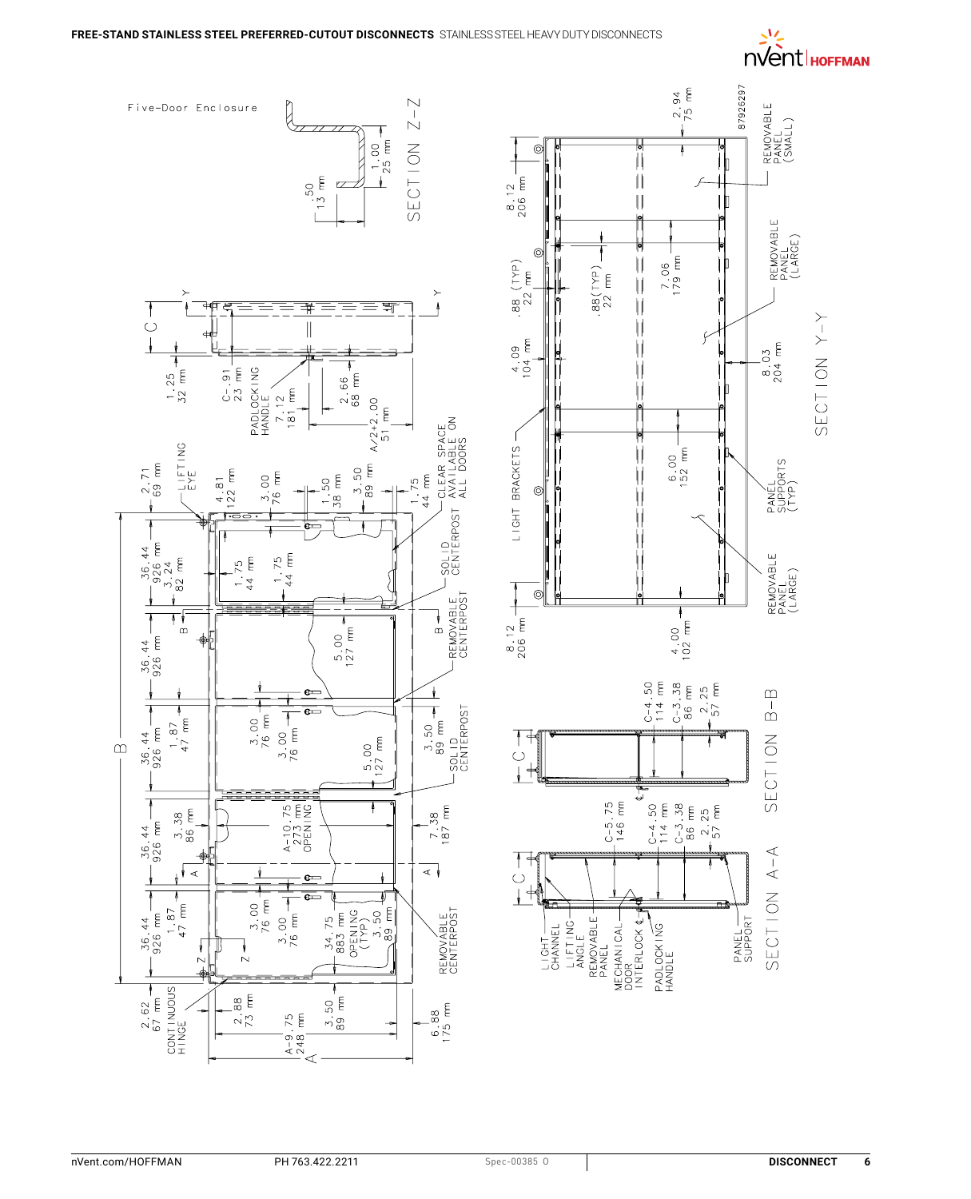# FREE-STAND STAINLESS STEEL PREFERRED-CUTOUT DISCONNECTS STAINLESS STEEL HEAVY DUTY DISCONNECTS

Five-Door Enclosure

SECTION Z-Z

.50
13 mm

1.00
25 mm

C
1.25
32 mm

C-.91
23 mm

PADLOCKING HANDLE

7.12
181 mm

2.66
68 mm

A/2+2.00
51 mm

2.71
69 mm

LIFTING EYE

4.81
122 mm

3.00
76 mm

1.50
38 mm

3.50
89 mm

1.75
44 mm

CLEAR SPACE AVAILABLE ON ALL DOORS

36.44
926 mm

3.24
82 mm

1.75
44 mm

1.75
44 mm

SOLID CENTERPOST

REMOVABLE CENTERPOST

36.44
926 mm

5.00
127 mm

B

36.44
926 mm

1.87
47 mm

3.00
76 mm

3.00
76 mm

5.00
127 mm

3.50
89 mm

SOLID CENTERPOST

36.44
926 mm

3.38
86 mm

A-10.75
273 mm
OPENING

7.38
187 mm

36.44
926 mm

1.87
47 mm

3.00
76 mm

3.00
76 mm

34.75
883 mm
OPENING (TYP)

3.50
89 mm

REMOVABLE CENTERPOST

2.62
67 mm

CONTINUOUS HINGE

2.88
73 mm

3.50
89 mm

A-9.75
248 mm

A

6.88
175 mm

SECTION Y-Y

2.94
75 mm

8926297

8.12
206 mm

.88 (TYP)
22 mm

.88 (TYP)
22 mm

7.06
179 mm

4.09
104 mm

LIGHT BRACKETS

6.00
152 mm

8.03
204 mm

8.12
206 mm

4.00
102 mm

REMOVABLE PANEL (SMALL)

REMOVABLE PANEL (LARGE)

PANEL SUPPORTS (TYP)

REMOVABLE PANEL (LARGE)

SECTION B-B

C

C-4.50
114 mm

C-3.38
86 mm

2.25
57 mm

SECTION A-A

C

C-5.75
146 mm

C-4.50
114 mm

C-3.38
86 mm

2.25
57 mm

LIGHT CHANNEL

LIFTING ANGLE

REMOVABLE PANEL

MECHANICAL DOOR INTERLOCK ℄

PADLOCKING HANDLE

PANEL SUPPORT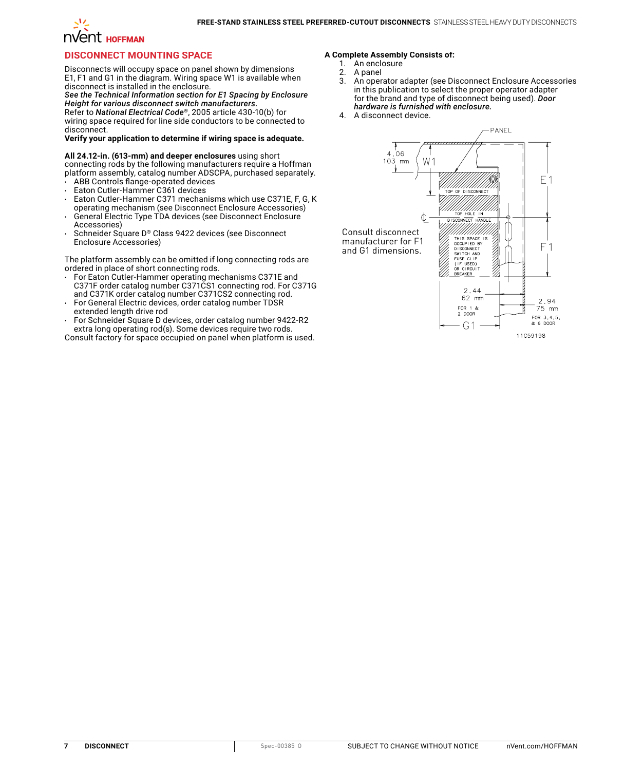## DISCONNECT MOUNTING SPACE

Disconnects will occupy space on panel shown by dimensions E1, F1 and G1 in the diagram. Wiring space W1 is available when disconnect is installed in the enclosure.
*See the Technical Information section for E1 Spacing by Enclosure Height for various disconnect switch manufacturers.*
Refer to ***National Electrical Code®***, 2005 article 430-10(b) for wiring space required for line side conductors to be connected to disconnect.
**Verify your application to determine if wiring space is adequate.**

**All 24.12-in. (613-mm) and deeper enclosures** using short connecting rods by the following manufacturers require a Hoffman platform assembly, catalog number ADSCPA, purchased separately.

- ABB Controls flange-operated devices
- Eaton Cutler-Hammer C361 devices
- Eaton Cutler-Hammer C371 mechanisms which use C371E, F, G, K operating mechanism (see Disconnect Enclosure Accessories)
- General Electric Type TDA devices (see Disconnect Enclosure Accessories)
- Schneider Square D® Class 9422 devices (see Disconnect Enclosure Accessories)

The platform assembly can be omitted if long connecting rods are ordered in place of short connecting rods.

- For Eaton Cutler-Hammer operating mechanisms C371E and C371F order catalog number C371CS1 connecting rod. For C371G and C371K order catalog number C371CS2 connecting rod.
- For General Electric devices, order catalog number TDSR extended length drive rod
- For Schneider Square D devices, order catalog number 9422-R2 extra long operating rod(s). Some devices require two rods.

Consult factory for space occupied on panel when platform is used.

**A Complete Assembly Consists of:**

1. An enclosure
2. A panel
3. An operator adapter (see Disconnect Enclosure Accessories in this publication to select the proper operator adapter for the brand and type of disconnect being used). ***Door hardware is furnished with enclosure.***
4. A disconnect device.

Consult disconnect manufacturer for F1 and G1 dimensions.

PANEL
4.06 103 mm
W1
E1
F1
TOP OF DISCONNECT
TOP HOLE IN DISCONNECT HANDLE
THIS SPACE IS OCCUPIED BY DISCONNECT SWITCH AND FUSE CLIP (IF USED) OR CIRCUIT BREAKER
2.44 62 mm FOR 1 & 2 DOOR
2.94 75 mm FOR 3,4,5, & 6 DOOR
G1
11C59198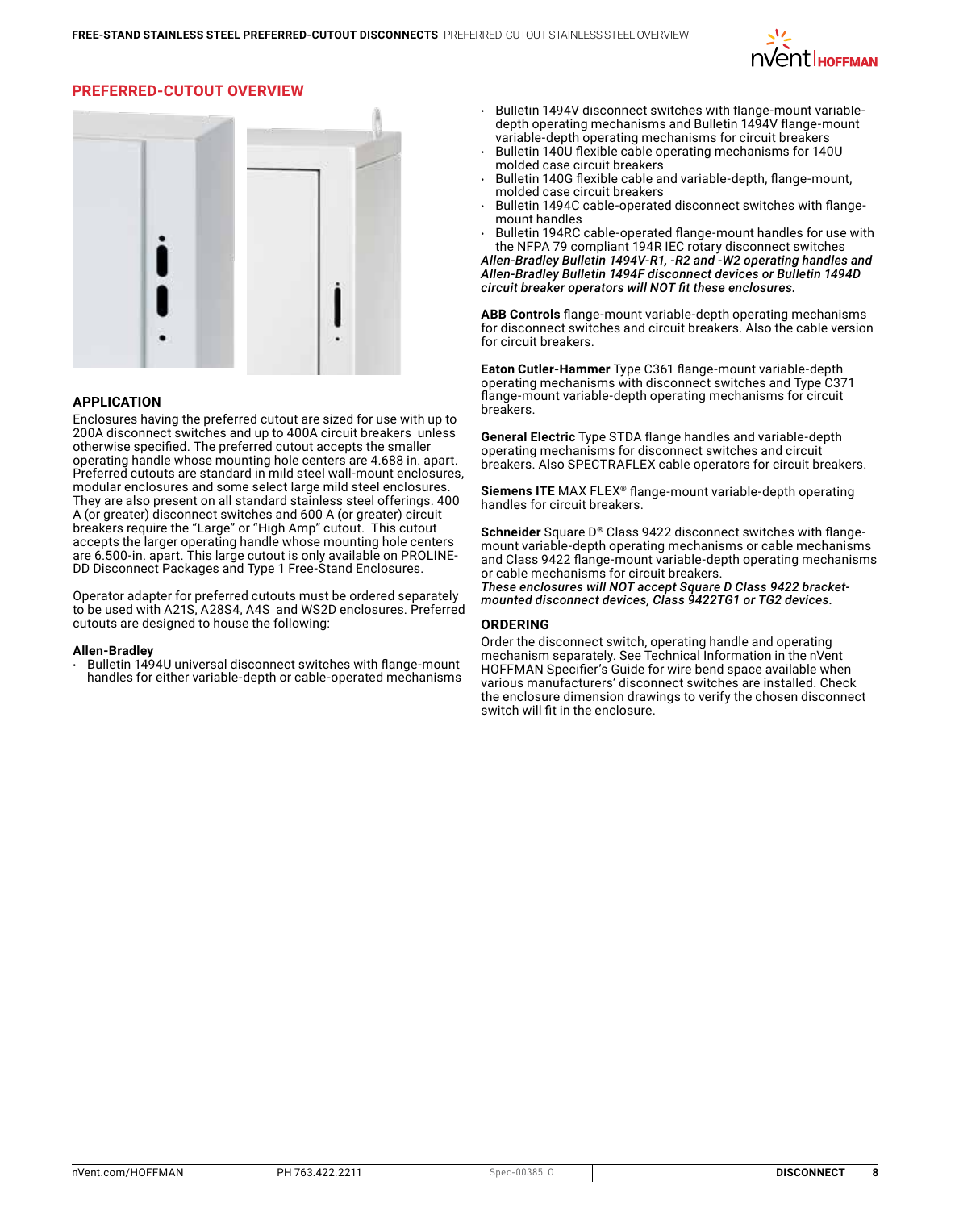## PREFERRED-CUTOUT OVERVIEW

### APPLICATION

Enclosures having the preferred cutout are sized for use with up to 200A disconnect switches and up to 400A circuit breakers unless otherwise specified. The preferred cutout accepts the smaller operating handle whose mounting hole centers are 4.688 in. apart. Preferred cutouts are standard in mild steel wall-mount enclosures, modular enclosures and some select large mild steel enclosures. They are also present on all standard stainless steel offerings. 400 A (or greater) disconnect switches and 600 A (or greater) circuit breakers require the "Large" or "High Amp" cutout. This cutout accepts the larger operating handle whose mounting hole centers are 6.500-in. apart. This large cutout is only available on PROLINE-DD Disconnect Packages and Type 1 Free-Stand Enclosures.

Operator adapter for preferred cutouts must be ordered separately to be used with A21S, A28S4, A4S and WS2D enclosures. Preferred cutouts are designed to house the following:

**Allen-Bradley**

- Bulletin 1494U universal disconnect switches with flange-mount handles for either variable-depth or cable-operated mechanisms
- Bulletin 1494V disconnect switches with flange-mount variable-depth operating mechanisms and Bulletin 1494V flange-mount variable-depth operating mechanisms for circuit breakers
- Bulletin 140U flexible cable operating mechanisms for 140U molded case circuit breakers
- Bulletin 140G flexible cable and variable-depth, flange-mount, molded case circuit breakers
- Bulletin 1494C cable-operated disconnect switches with flange-mount handles
- Bulletin 194RC cable-operated flange-mount handles for use with the NFPA 79 compliant 194R IEC rotary disconnect switches

***Allen-Bradley Bulletin 1494V-R1, -R2 and -W2 operating handles and Allen-Bradley Bulletin 1494F disconnect devices or Bulletin 1494D circuit breaker operators will NOT fit these enclosures.***

**ABB Controls** flange-mount variable-depth operating mechanisms for disconnect switches and circuit breakers. Also the cable version for circuit breakers.

**Eaton Cutler-Hammer** Type C361 flange-mount variable-depth operating mechanisms with disconnect switches and Type C371 flange-mount variable-depth operating mechanisms for circuit breakers.

**General Electric** Type STDA flange handles and variable-depth operating mechanisms for disconnect switches and circuit breakers. Also SPECTRAFLEX cable operators for circuit breakers.

**Siemens ITE** MAX FLEX® flange-mount variable-depth operating handles for circuit breakers.

**Schneider** Square D® Class 9422 disconnect switches with flange-mount variable-depth operating mechanisms or cable mechanisms and Class 9422 flange-mount variable-depth operating mechanisms or cable mechanisms for circuit breakers.
***These enclosures will NOT accept Square D Class 9422 bracket-mounted disconnect devices, Class 9422TG1 or TG2 devices.***

### ORDERING

Order the disconnect switch, operating handle and operating mechanism separately. See Technical Information in the nVent HOFFMAN Specifier's Guide for wire bend space available when various manufacturers' disconnect switches are installed. Check the enclosure dimension drawings to verify the chosen disconnect switch will fit in the enclosure.